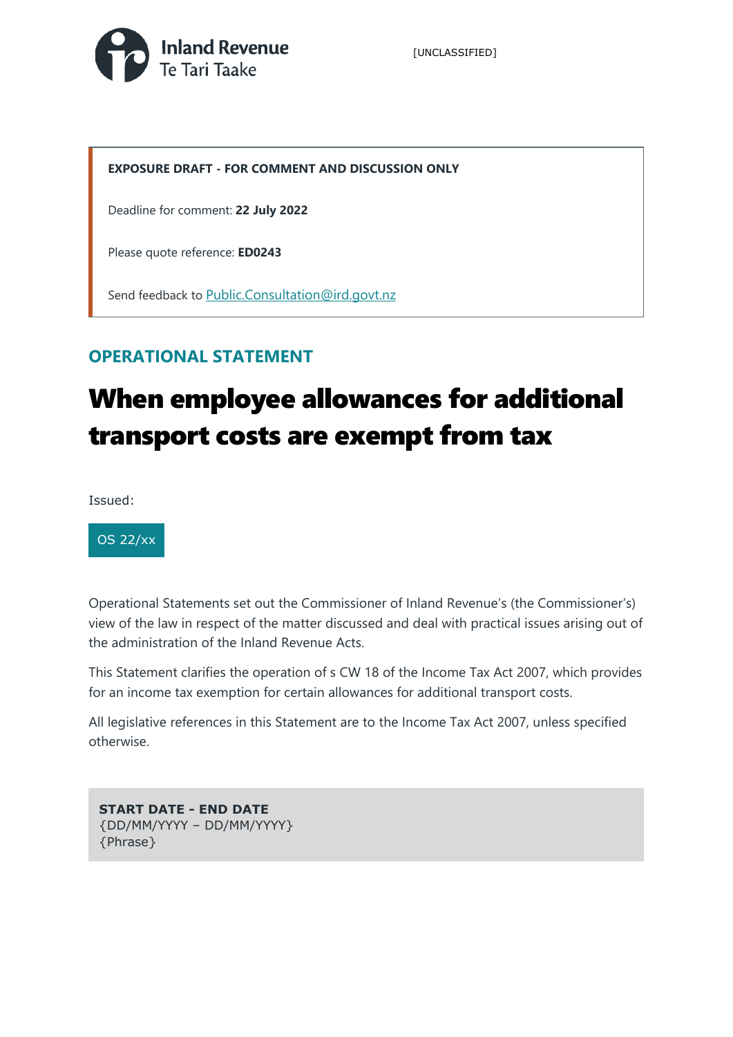Inland Revenue
Te Tari Taake

[UNCLASSIFIED]

**EXPOSURE DRAFT - FOR COMMENT AND DISCUSSION ONLY**

Deadline for comment: **22 July 2022**

Please quote reference: **ED0243**

Send feedback to Public.Consultation@ird.govt.nz

## OPERATIONAL STATEMENT

# When employee allowances for additional transport costs are exempt from tax

Issued:

OS 22/xx

Operational Statements set out the Commissioner of Inland Revenue's (the Commissioner's) view of the law in respect of the matter discussed and deal with practical issues arising out of the administration of the Inland Revenue Acts.

This Statement clarifies the operation of s CW 18 of the Income Tax Act 2007, which provides for an income tax exemption for certain allowances for additional transport costs.

All legislative references in this Statement are to the Income Tax Act 2007, unless specified otherwise.

**START DATE - END DATE**
{DD/MM/YYYY – DD/MM/YYYY}
{Phrase}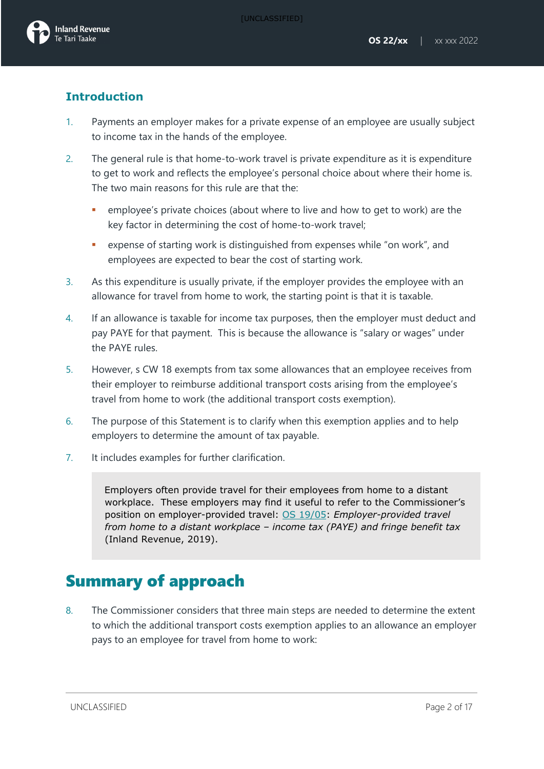## Introduction

1. Payments an employer makes for a private expense of an employee are usually subject to income tax in the hands of the employee.

2. The general rule is that home-to-work travel is private expenditure as it is expenditure to get to work and reflects the employee's personal choice about where their home is. The two main reasons for this rule are that the:

   - employee's private choices (about where to live and how to get to work) are the key factor in determining the cost of home-to-work travel;
   - expense of starting work is distinguished from expenses while "on work", and employees are expected to bear the cost of starting work.

3. As this expenditure is usually private, if the employer provides the employee with an allowance for travel from home to work, the starting point is that it is taxable.

4. If an allowance is taxable for income tax purposes, then the employer must deduct and pay PAYE for that payment. This is because the allowance is "salary or wages" under the PAYE rules.

5. However, s CW 18 exempts from tax some allowances that an employee receives from their employer to reimburse additional transport costs arising from the employee's travel from home to work (the additional transport costs exemption).

6. The purpose of this Statement is to clarify when this exemption applies and to help employers to determine the amount of tax payable.

7. It includes examples for further clarification.

> Employers often provide travel for their employees from home to a distant workplace. These employers may find it useful to refer to the Commissioner's position on employer-provided travel: OS 19/05: *Employer-provided travel from home to a distant workplace – income tax (PAYE) and fringe benefit tax* (Inland Revenue, 2019).

# Summary of approach

8. The Commissioner considers that three main steps are needed to determine the extent to which the additional transport costs exemption applies to an allowance an employer pays to an employee for travel from home to work: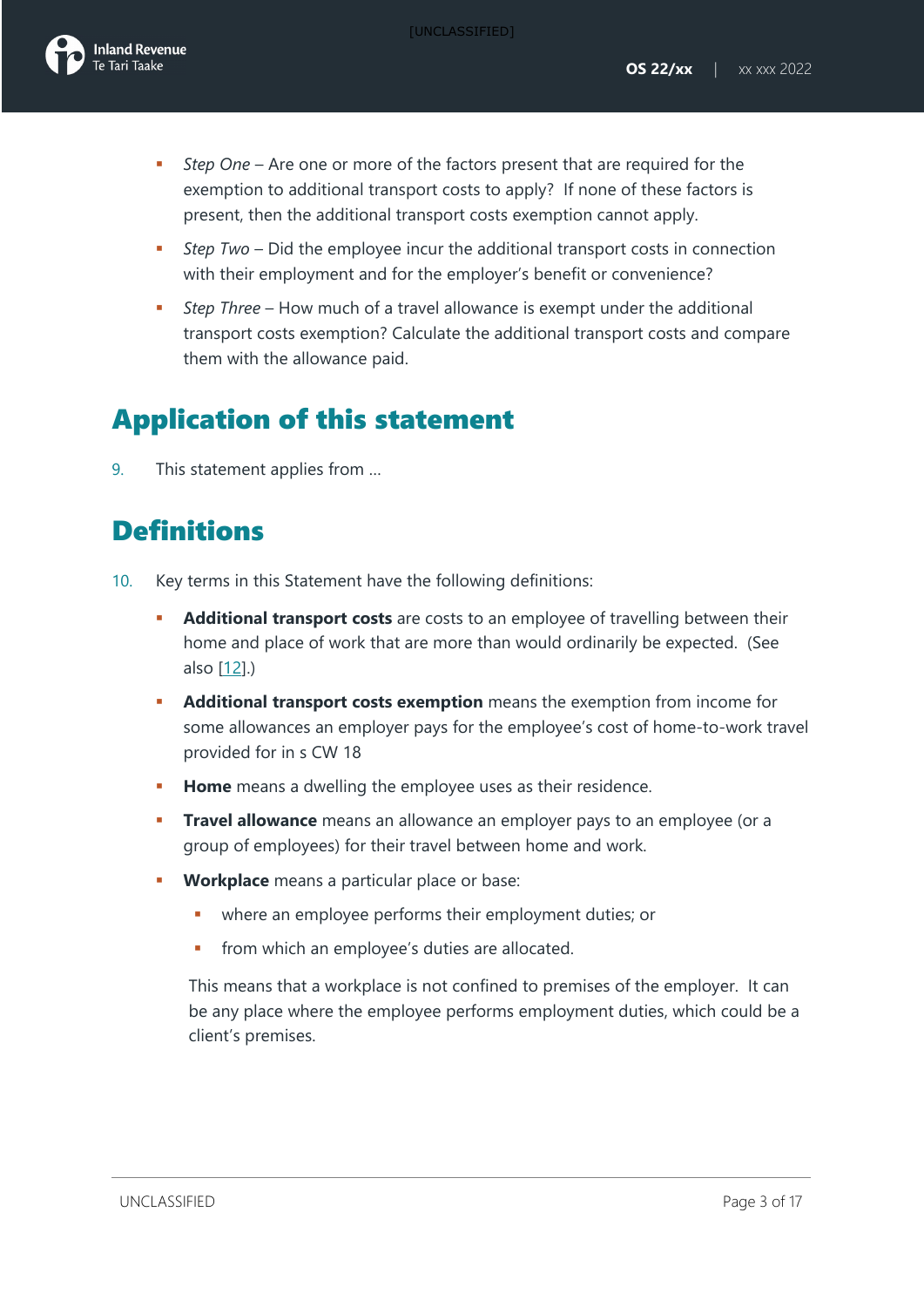- *Step One* – Are one or more of the factors present that are required for the exemption to additional transport costs to apply? If none of these factors is present, then the additional transport costs exemption cannot apply.
- *Step Two* – Did the employee incur the additional transport costs in connection with their employment and for the employer's benefit or convenience?
- *Step Three* – How much of a travel allowance is exempt under the additional transport costs exemption? Calculate the additional transport costs and compare them with the allowance paid.

# Application of this statement

9. This statement applies from …

# Definitions

10. Key terms in this Statement have the following definitions:

- **Additional transport costs** are costs to an employee of travelling between their home and place of work that are more than would ordinarily be expected. (See also [12].)
- **Additional transport costs exemption** means the exemption from income for some allowances an employer pays for the employee's cost of home-to-work travel provided for in s CW 18
- **Home** means a dwelling the employee uses as their residence.
- **Travel allowance** means an allowance an employer pays to an employee (or a group of employees) for their travel between home and work.
- **Workplace** means a particular place or base:
  - where an employee performs their employment duties; or
  - from which an employee's duties are allocated.

  This means that a workplace is not confined to premises of the employer. It can be any place where the employee performs employment duties, which could be a client's premises.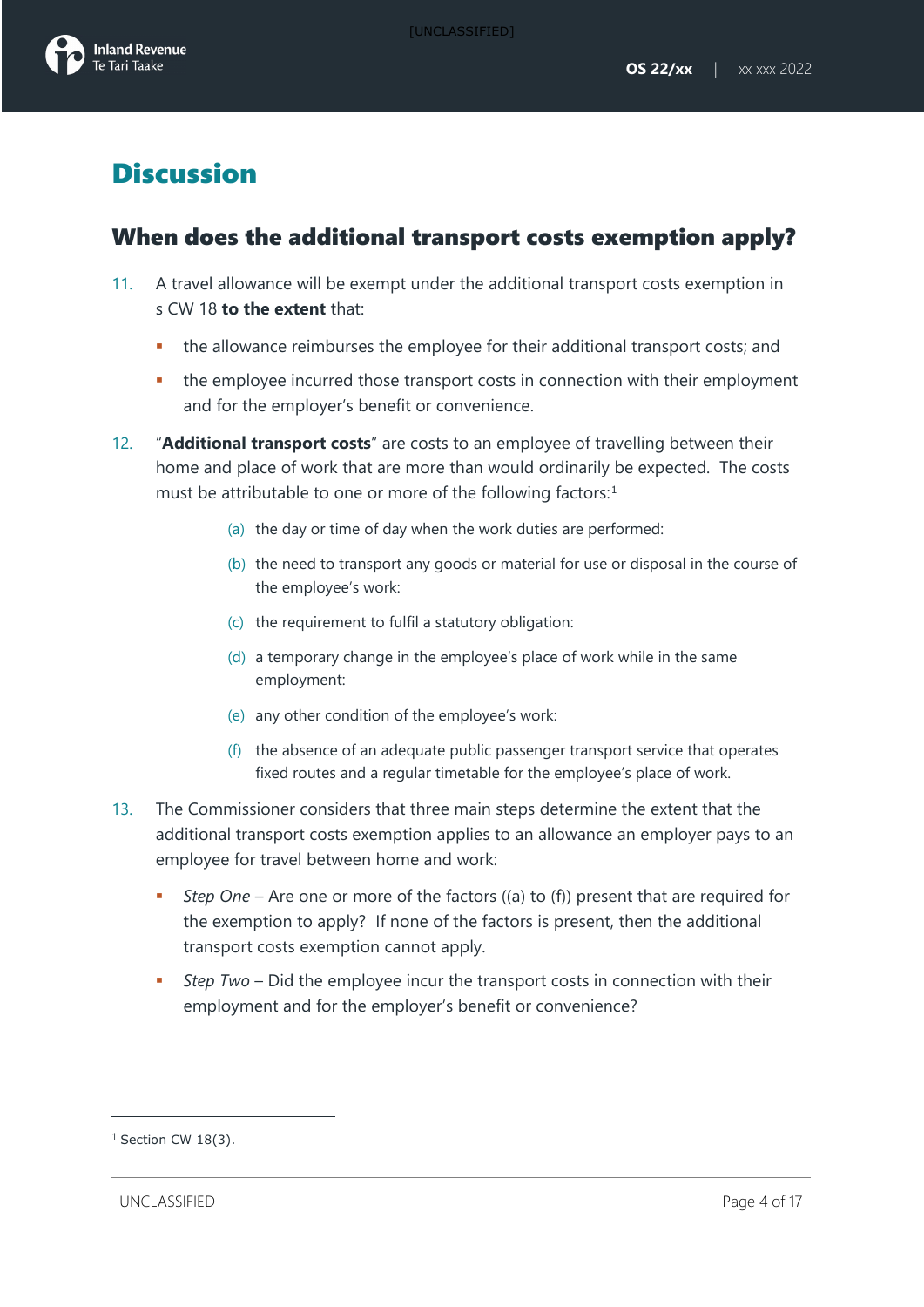# Discussion

## When does the additional transport costs exemption apply?

11. A travel allowance will be exempt under the additional transport costs exemption in s CW 18 **to the extent** that:

    - the allowance reimburses the employee for their additional transport costs; and
    - the employee incurred those transport costs in connection with their employment and for the employer's benefit or convenience.

12. "**Additional transport costs**" are costs to an employee of travelling between their home and place of work that are more than would ordinarily be expected. The costs must be attributable to one or more of the following factors:[1]

    (a) the day or time of day when the work duties are performed:

    (b) the need to transport any goods or material for use or disposal in the course of the employee's work:

    (c) the requirement to fulfil a statutory obligation:

    (d) a temporary change in the employee's place of work while in the same employment:

    (e) any other condition of the employee's work:

    (f) the absence of an adequate public passenger transport service that operates fixed routes and a regular timetable for the employee's place of work.

13. The Commissioner considers that three main steps determine the extent that the additional transport costs exemption applies to an allowance an employer pays to an employee for travel between home and work:

    - *Step One* – Are one or more of the factors ((a) to (f)) present that are required for the exemption to apply? If none of the factors is present, then the additional transport costs exemption cannot apply.
    - *Step Two* – Did the employee incur the transport costs in connection with their employment and for the employer's benefit or convenience?

---

[1] Section CW 18(3).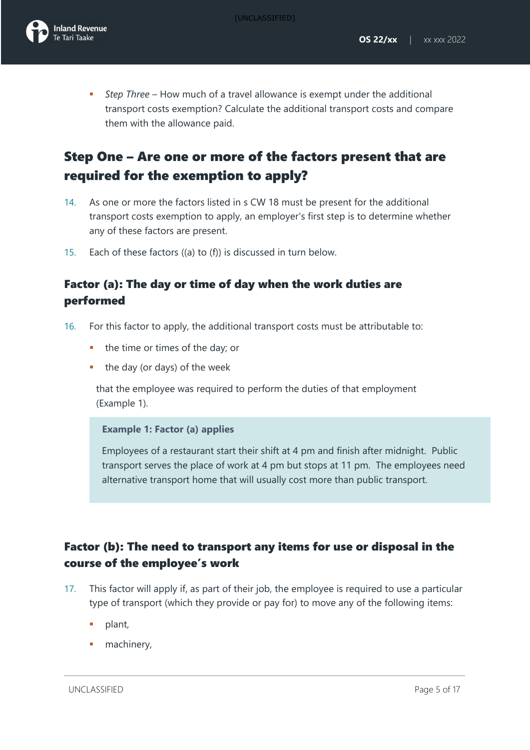- *Step Three* – How much of a travel allowance is exempt under the additional transport costs exemption? Calculate the additional transport costs and compare them with the allowance paid.

## Step One – Are one or more of the factors present that are required for the exemption to apply?

14. As one or more the factors listed in s CW 18 must be present for the additional transport costs exemption to apply, an employer's first step is to determine whether any of these factors are present.

15. Each of these factors ((a) to (f)) is discussed in turn below.

### Factor (a): The day or time of day when the work duties are performed

16. For this factor to apply, the additional transport costs must be attributable to:

    - the time or times of the day; or
    - the day (or days) of the week

    that the employee was required to perform the duties of that employment (Example 1).

> **Example 1: Factor (a) applies**
>
> Employees of a restaurant start their shift at 4 pm and finish after midnight. Public transport serves the place of work at 4 pm but stops at 11 pm. The employees need alternative transport home that will usually cost more than public transport.

### Factor (b): The need to transport any items for use or disposal in the course of the employee's work

17. This factor will apply if, as part of their job, the employee is required to use a particular type of transport (which they provide or pay for) to move any of the following items:

    - plant,
    - machinery,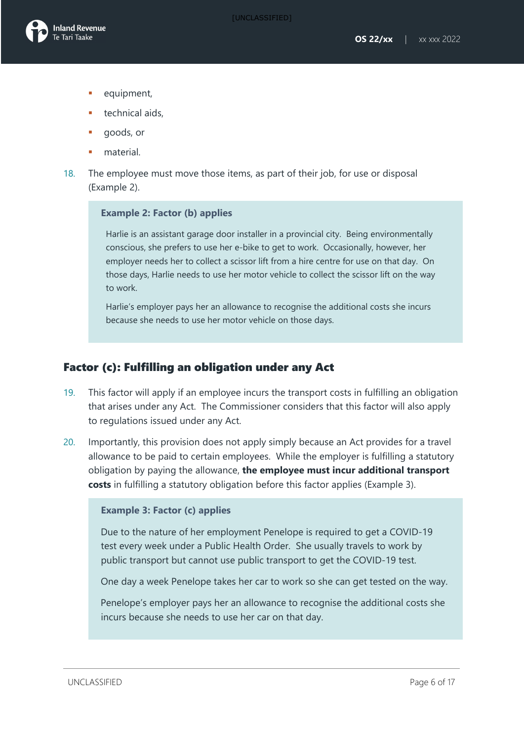- equipment,
- technical aids,
- goods, or
- material.

18. The employee must move those items, as part of their job, for use or disposal (Example 2).

> **Example 2: Factor (b) applies**
>
> Harlie is an assistant garage door installer in a provincial city. Being environmentally conscious, she prefers to use her e-bike to get to work. Occasionally, however, her employer needs her to collect a scissor lift from a hire centre for use on that day. On those days, Harlie needs to use her motor vehicle to collect the scissor lift on the way to work.
>
> Harlie's employer pays her an allowance to recognise the additional costs she incurs because she needs to use her motor vehicle on those days.

## Factor (c): Fulfilling an obligation under any Act

19. This factor will apply if an employee incurs the transport costs in fulfilling an obligation that arises under any Act. The Commissioner considers that this factor will also apply to regulations issued under any Act.

20. Importantly, this provision does not apply simply because an Act provides for a travel allowance to be paid to certain employees. While the employer is fulfilling a statutory obligation by paying the allowance, **the employee must incur additional transport costs** in fulfilling a statutory obligation before this factor applies (Example 3).

> **Example 3: Factor (c) applies**
>
> Due to the nature of her employment Penelope is required to get a COVID-19 test every week under a Public Health Order. She usually travels to work by public transport but cannot use public transport to get the COVID-19 test.
>
> One day a week Penelope takes her car to work so she can get tested on the way.
>
> Penelope's employer pays her an allowance to recognise the additional costs she incurs because she needs to use her car on that day.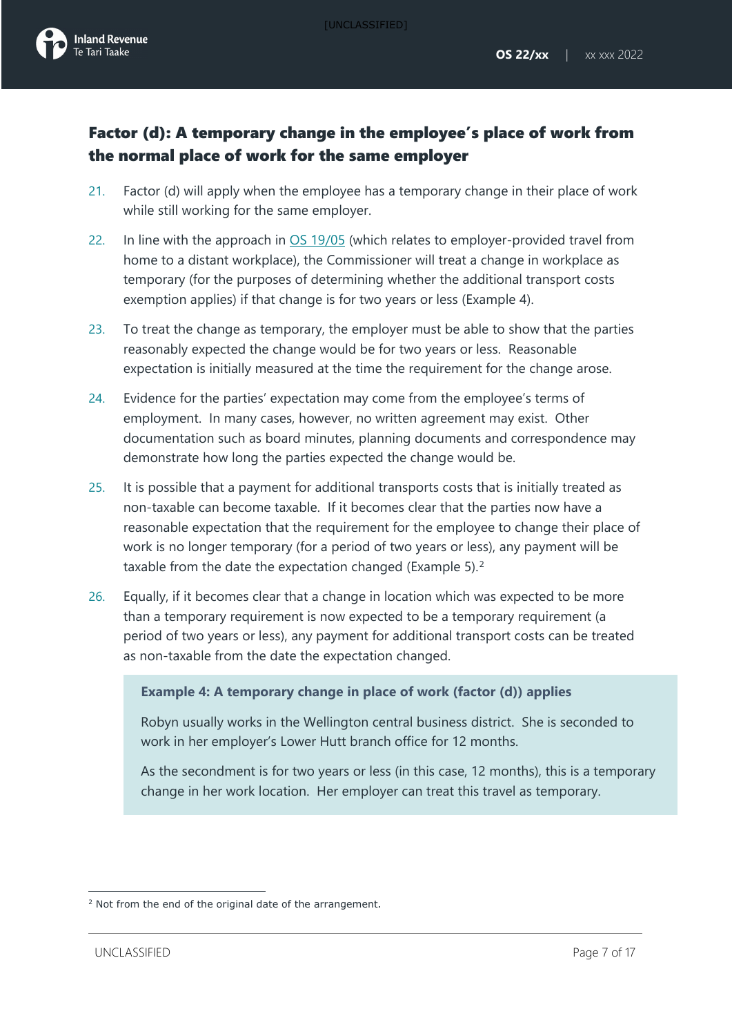## Factor (d): A temporary change in the employee's place of work from the normal place of work for the same employer

21. Factor (d) will apply when the employee has a temporary change in their place of work while still working for the same employer.

22. In line with the approach in OS 19/05 (which relates to employer-provided travel from home to a distant workplace), the Commissioner will treat a change in workplace as temporary (for the purposes of determining whether the additional transport costs exemption applies) if that change is for two years or less (Example 4).

23. To treat the change as temporary, the employer must be able to show that the parties reasonably expected the change would be for two years or less. Reasonable expectation is initially measured at the time the requirement for the change arose.

24. Evidence for the parties' expectation may come from the employee's terms of employment. In many cases, however, no written agreement may exist. Other documentation such as board minutes, planning documents and correspondence may demonstrate how long the parties expected the change would be.

25. It is possible that a payment for additional transports costs that is initially treated as non-taxable can become taxable. If it becomes clear that the parties now have a reasonable expectation that the requirement for the employee to change their place of work is no longer temporary (for a period of two years or less), any payment will be taxable from the date the expectation changed (Example 5).[2]

26. Equally, if it becomes clear that a change in location which was expected to be more than a temporary requirement is now expected to be a temporary requirement (a period of two years or less), any payment for additional transport costs can be treated as non-taxable from the date the expectation changed.

> **Example 4: A temporary change in place of work (factor (d)) applies**
>
> Robyn usually works in the Wellington central business district. She is seconded to work in her employer's Lower Hutt branch office for 12 months.
>
> As the secondment is for two years or less (in this case, 12 months), this is a temporary change in her work location. Her employer can treat this travel as temporary.

[2] Not from the end of the original date of the arrangement.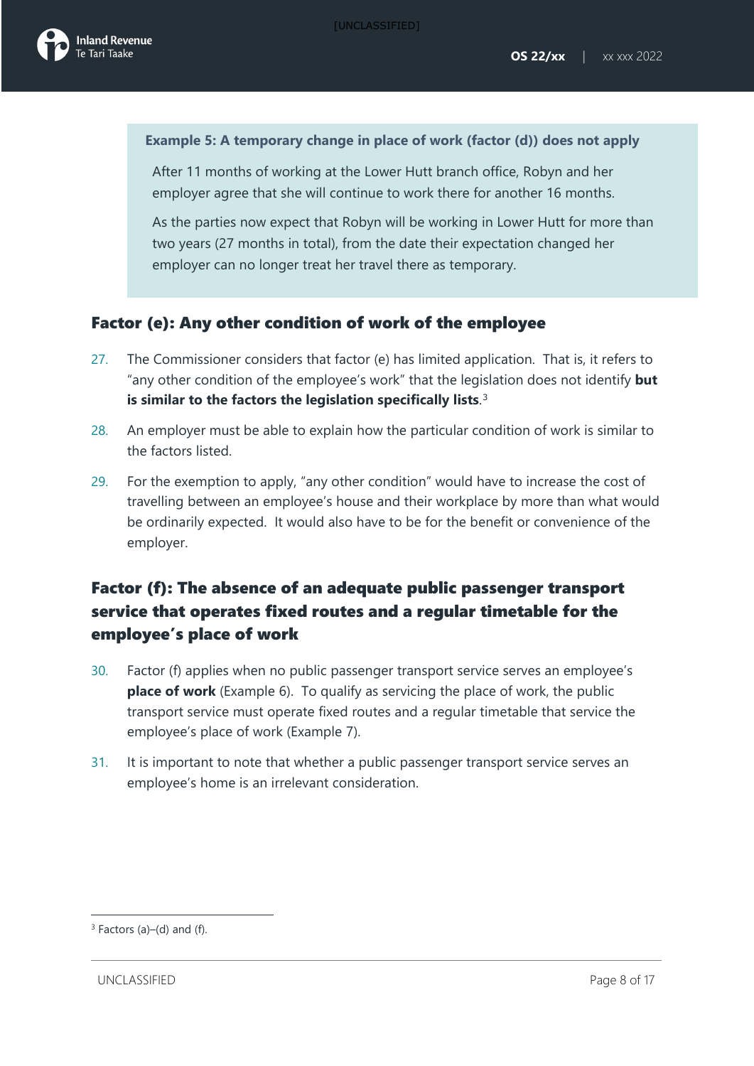**Example 5: A temporary change in place of work (factor (d)) does not apply**

After 11 months of working at the Lower Hutt branch office, Robyn and her employer agree that she will continue to work there for another 16 months.

As the parties now expect that Robyn will be working in Lower Hutt for more than two years (27 months in total), from the date their expectation changed her employer can no longer treat her travel there as temporary.

## Factor (e): Any other condition of work of the employee

27. The Commissioner considers that factor (e) has limited application. That is, it refers to "any other condition of the employee's work" that the legislation does not identify **but is similar to the factors the legislation specifically lists**.[3]

28. An employer must be able to explain how the particular condition of work is similar to the factors listed.

29. For the exemption to apply, "any other condition" would have to increase the cost of travelling between an employee's house and their workplace by more than what would be ordinarily expected. It would also have to be for the benefit or convenience of the employer.

## Factor (f): The absence of an adequate public passenger transport service that operates fixed routes and a regular timetable for the employee's place of work

30. Factor (f) applies when no public passenger transport service serves an employee's **place of work** (Example 6). To qualify as servicing the place of work, the public transport service must operate fixed routes and a regular timetable that service the employee's place of work (Example 7).

31. It is important to note that whether a public passenger transport service serves an employee's home is an irrelevant consideration.

[3] Factors (a)–(d) and (f).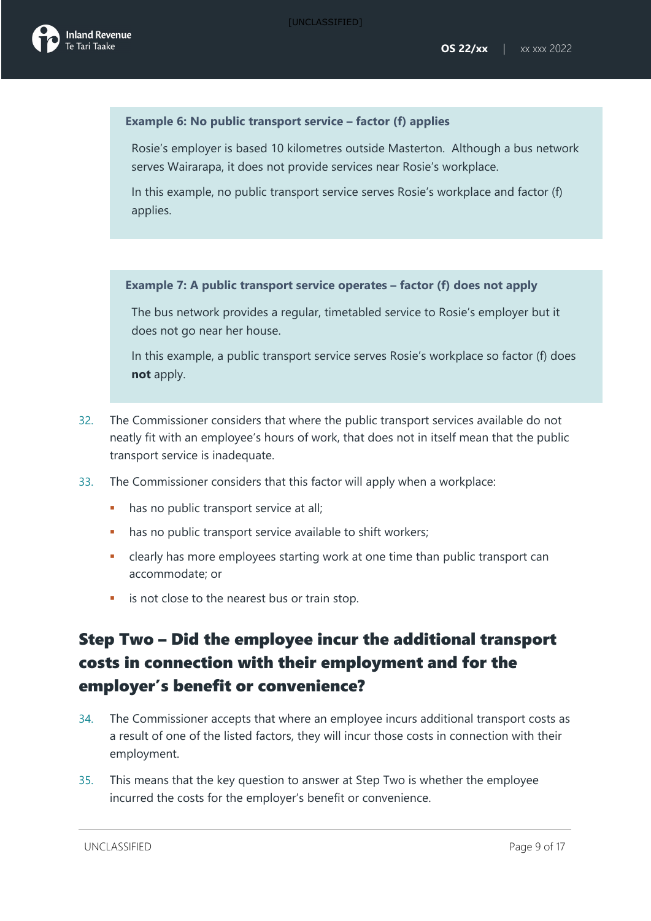**Example 6: No public transport service – factor (f) applies**

Rosie's employer is based 10 kilometres outside Masterton. Although a bus network serves Wairarapa, it does not provide services near Rosie's workplace.

In this example, no public transport service serves Rosie's workplace and factor (f) applies.

**Example 7: A public transport service operates – factor (f) does not apply**

The bus network provides a regular, timetabled service to Rosie's employer but it does not go near her house.

In this example, a public transport service serves Rosie's workplace so factor (f) does **not** apply.

32. The Commissioner considers that where the public transport services available do not neatly fit with an employee's hours of work, that does not in itself mean that the public transport service is inadequate.

33. The Commissioner considers that this factor will apply when a workplace:

    - has no public transport service at all;
    - has no public transport service available to shift workers;
    - clearly has more employees starting work at one time than public transport can accommodate; or
    - is not close to the nearest bus or train stop.

## Step Two – Did the employee incur the additional transport costs in connection with their employment and for the employer's benefit or convenience?

34. The Commissioner accepts that where an employee incurs additional transport costs as a result of one of the listed factors, they will incur those costs in connection with their employment.

35. This means that the key question to answer at Step Two is whether the employee incurred the costs for the employer's benefit or convenience.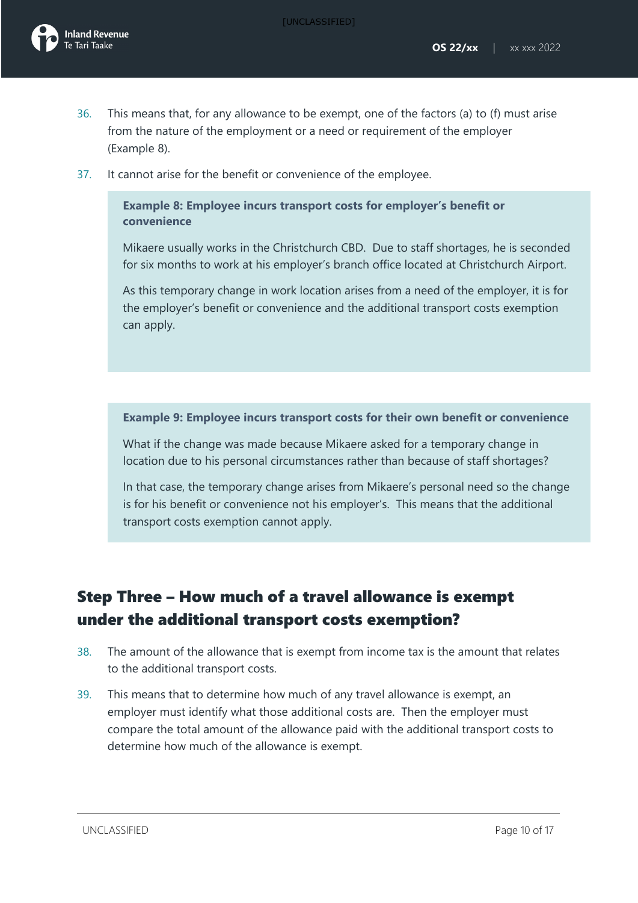36. This means that, for any allowance to be exempt, one of the factors (a) to (f) must arise from the nature of the employment or a need or requirement of the employer (Example 8).

37. It cannot arise for the benefit or convenience of the employee.

> **Example 8: Employee incurs transport costs for employer's benefit or convenience**
>
> Mikaere usually works in the Christchurch CBD. Due to staff shortages, he is seconded for six months to work at his employer's branch office located at Christchurch Airport.
>
> As this temporary change in work location arises from a need of the employer, it is for the employer's benefit or convenience and the additional transport costs exemption can apply.

> **Example 9: Employee incurs transport costs for their own benefit or convenience**
>
> What if the change was made because Mikaere asked for a temporary change in location due to his personal circumstances rather than because of staff shortages?
>
> In that case, the temporary change arises from Mikaere's personal need so the change is for his benefit or convenience not his employer's. This means that the additional transport costs exemption cannot apply.

## Step Three – How much of a travel allowance is exempt under the additional transport costs exemption?

38. The amount of the allowance that is exempt from income tax is the amount that relates to the additional transport costs.

39. This means that to determine how much of any travel allowance is exempt, an employer must identify what those additional costs are. Then the employer must compare the total amount of the allowance paid with the additional transport costs to determine how much of the allowance is exempt.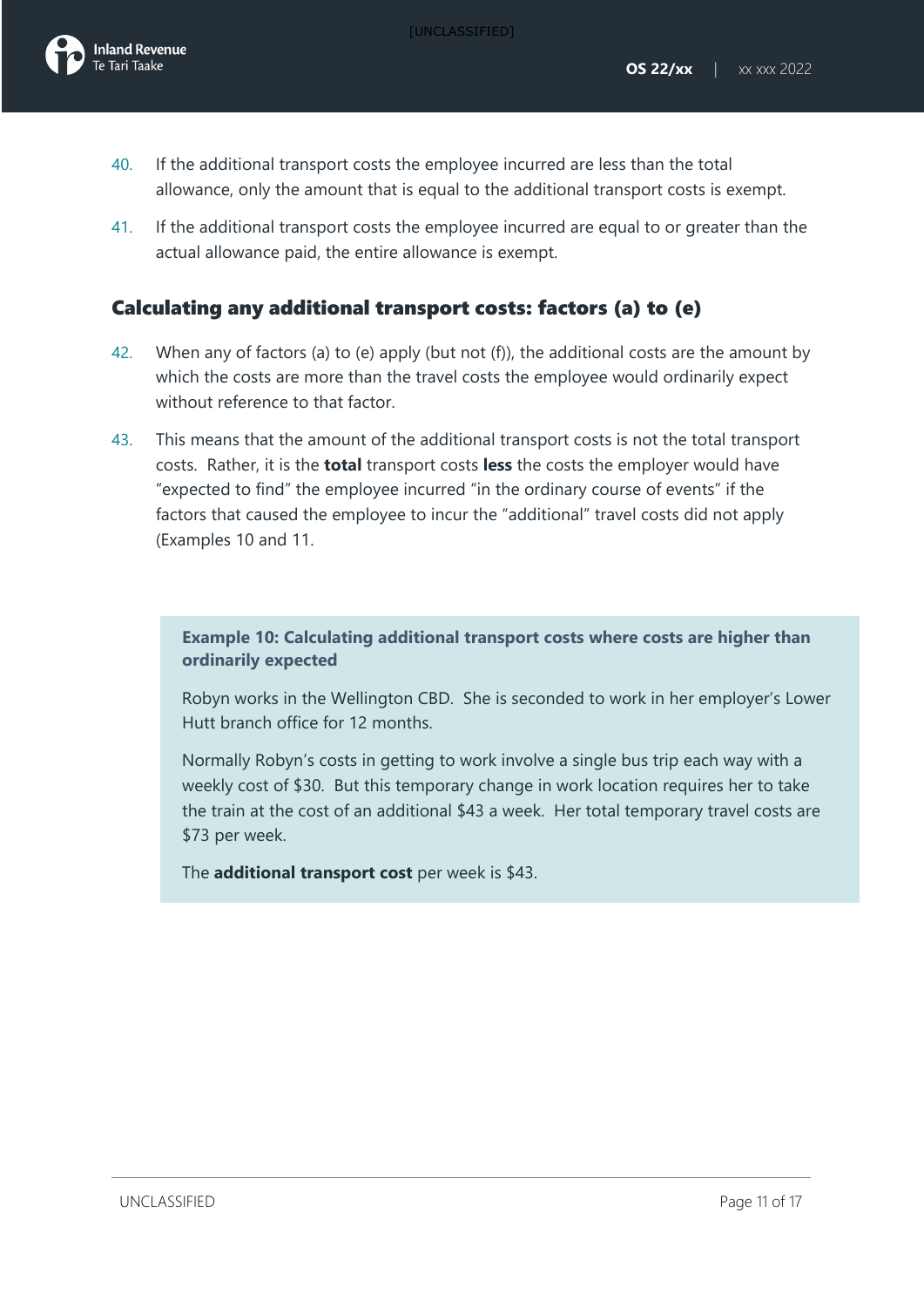40. If the additional transport costs the employee incurred are less than the total allowance, only the amount that is equal to the additional transport costs is exempt.

41. If the additional transport costs the employee incurred are equal to or greater than the actual allowance paid, the entire allowance is exempt.

## Calculating any additional transport costs: factors (a) to (e)

42. When any of factors (a) to (e) apply (but not (f)), the additional costs are the amount by which the costs are more than the travel costs the employee would ordinarily expect without reference to that factor.

43. This means that the amount of the additional transport costs is not the total transport costs. Rather, it is the **total** transport costs **less** the costs the employer would have "expected to find" the employee incurred "in the ordinary course of events" if the factors that caused the employee to incur the "additional" travel costs did not apply (Examples 10 and 11.

> **Example 10: Calculating additional transport costs where costs are higher than ordinarily expected**
>
> Robyn works in the Wellington CBD. She is seconded to work in her employer's Lower Hutt branch office for 12 months.
>
> Normally Robyn's costs in getting to work involve a single bus trip each way with a weekly cost of $30. But this temporary change in work location requires her to take the train at the cost of an additional $43 a week. Her total temporary travel costs are $73 per week.
>
> The **additional transport cost** per week is $43.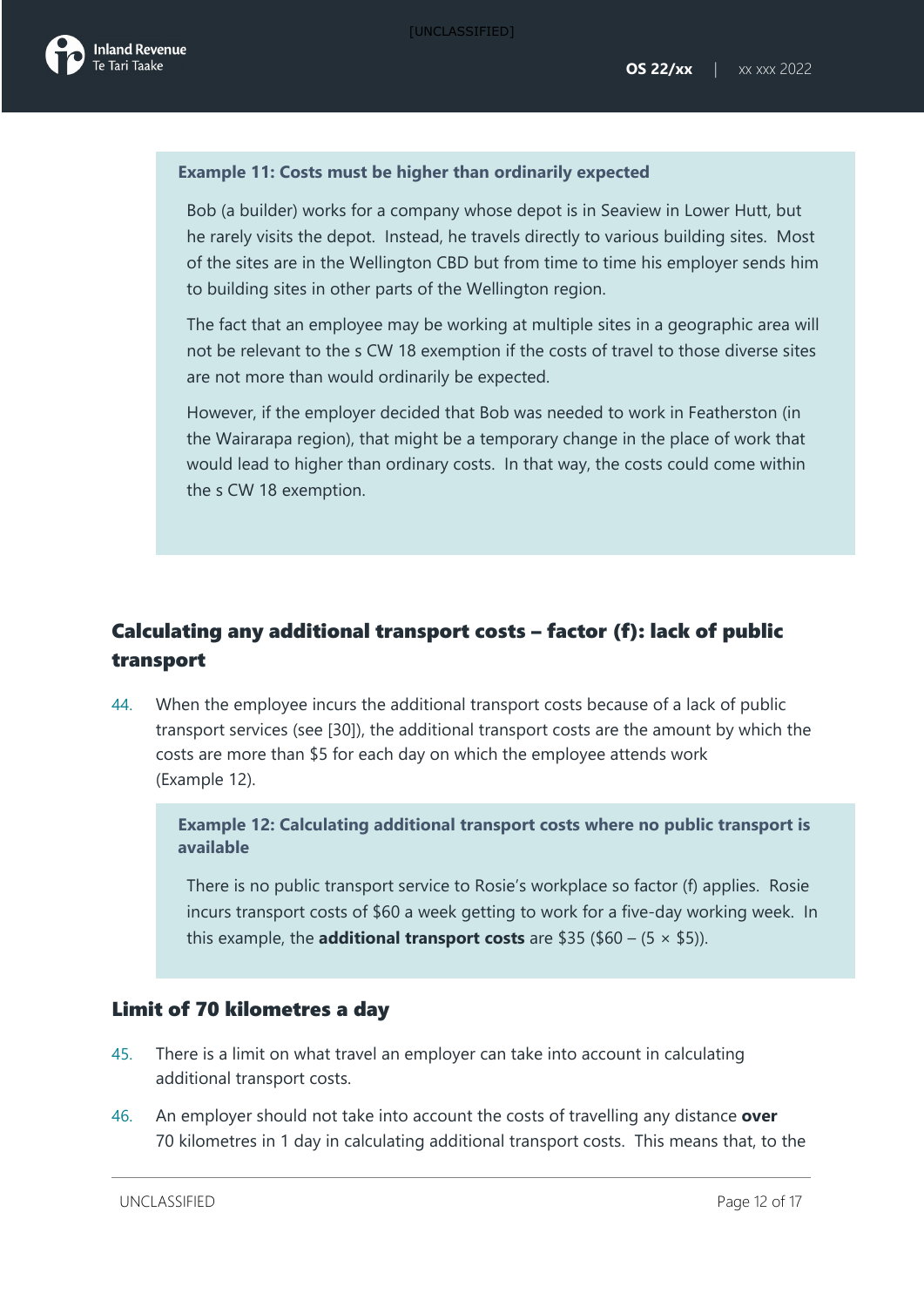**Example 11: Costs must be higher than ordinarily expected**

Bob (a builder) works for a company whose depot is in Seaview in Lower Hutt, but he rarely visits the depot. Instead, he travels directly to various building sites. Most of the sites are in the Wellington CBD but from time to time his employer sends him to building sites in other parts of the Wellington region.

The fact that an employee may be working at multiple sites in a geographic area will not be relevant to the s CW 18 exemption if the costs of travel to those diverse sites are not more than would ordinarily be expected.

However, if the employer decided that Bob was needed to work in Featherston (in the Wairarapa region), that might be a temporary change in the place of work that would lead to higher than ordinary costs. In that way, the costs could come within the s CW 18 exemption.

## Calculating any additional transport costs – factor (f): lack of public transport

44. When the employee incurs the additional transport costs because of a lack of public transport services (see [30]), the additional transport costs are the amount by which the costs are more than $5 for each day on which the employee attends work (Example 12).

**Example 12: Calculating additional transport costs where no public transport is available**

There is no public transport service to Rosie's workplace so factor (f) applies. Rosie incurs transport costs of $60 a week getting to work for a five-day working week. In this example, the **additional transport costs** are $35 ($60 – (5 × $5)).

### Limit of 70 kilometres a day

45. There is a limit on what travel an employer can take into account in calculating additional transport costs.

46. An employer should not take into account the costs of travelling any distance **over** 70 kilometres in 1 day in calculating additional transport costs. This means that, to the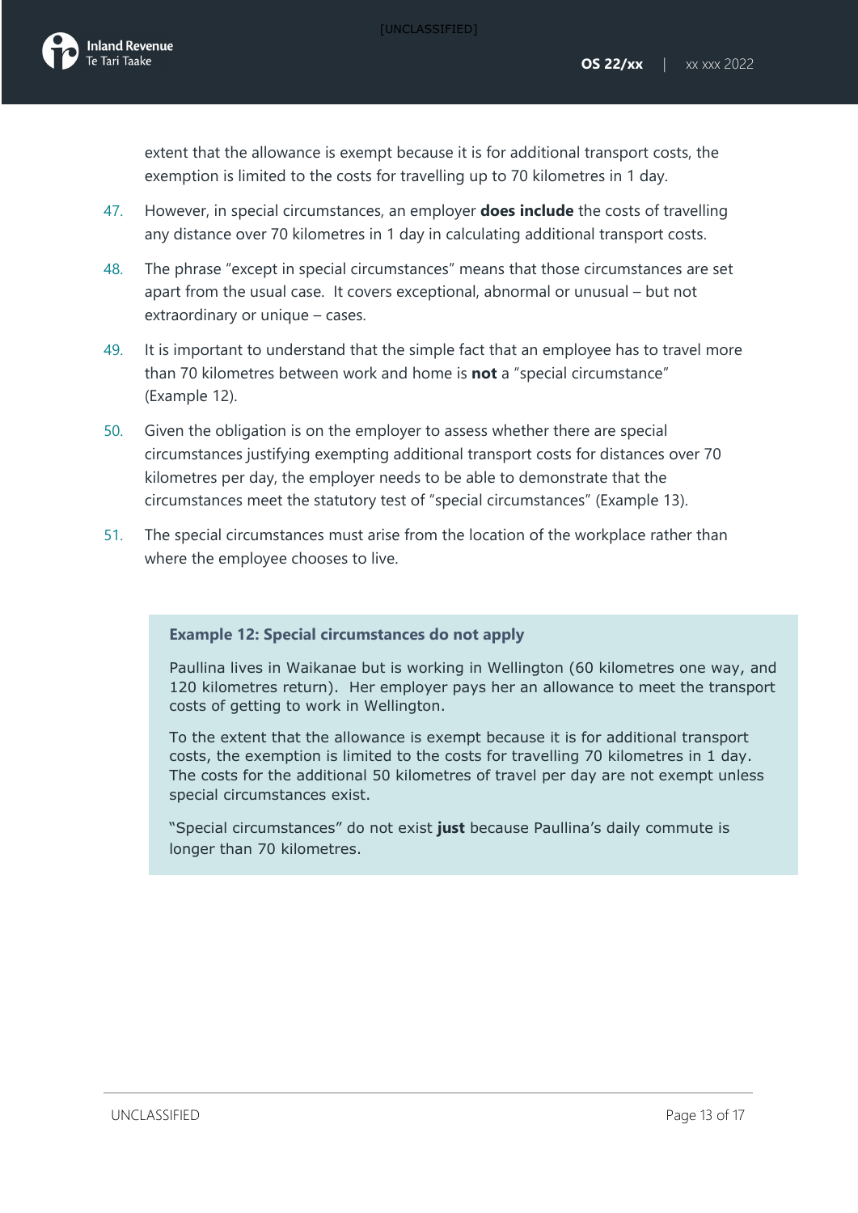extent that the allowance is exempt because it is for additional transport costs, the exemption is limited to the costs for travelling up to 70 kilometres in 1 day.

47. However, in special circumstances, an employer **does include** the costs of travelling any distance over 70 kilometres in 1 day in calculating additional transport costs.

48. The phrase "except in special circumstances" means that those circumstances are set apart from the usual case. It covers exceptional, abnormal or unusual – but not extraordinary or unique – cases.

49. It is important to understand that the simple fact that an employee has to travel more than 70 kilometres between work and home is **not** a "special circumstance" (Example 12).

50. Given the obligation is on the employer to assess whether there are special circumstances justifying exempting additional transport costs for distances over 70 kilometres per day, the employer needs to be able to demonstrate that the circumstances meet the statutory test of "special circumstances" (Example 13).

51. The special circumstances must arise from the location of the workplace rather than where the employee chooses to live.

> **Example 12: Special circumstances do not apply**
>
> Paullina lives in Waikanae but is working in Wellington (60 kilometres one way, and 120 kilometres return). Her employer pays her an allowance to meet the transport costs of getting to work in Wellington.
>
> To the extent that the allowance is exempt because it is for additional transport costs, the exemption is limited to the costs for travelling 70 kilometres in 1 day. The costs for the additional 50 kilometres of travel per day are not exempt unless special circumstances exist.
>
> "Special circumstances" do not exist **just** because Paullina's daily commute is longer than 70 kilometres.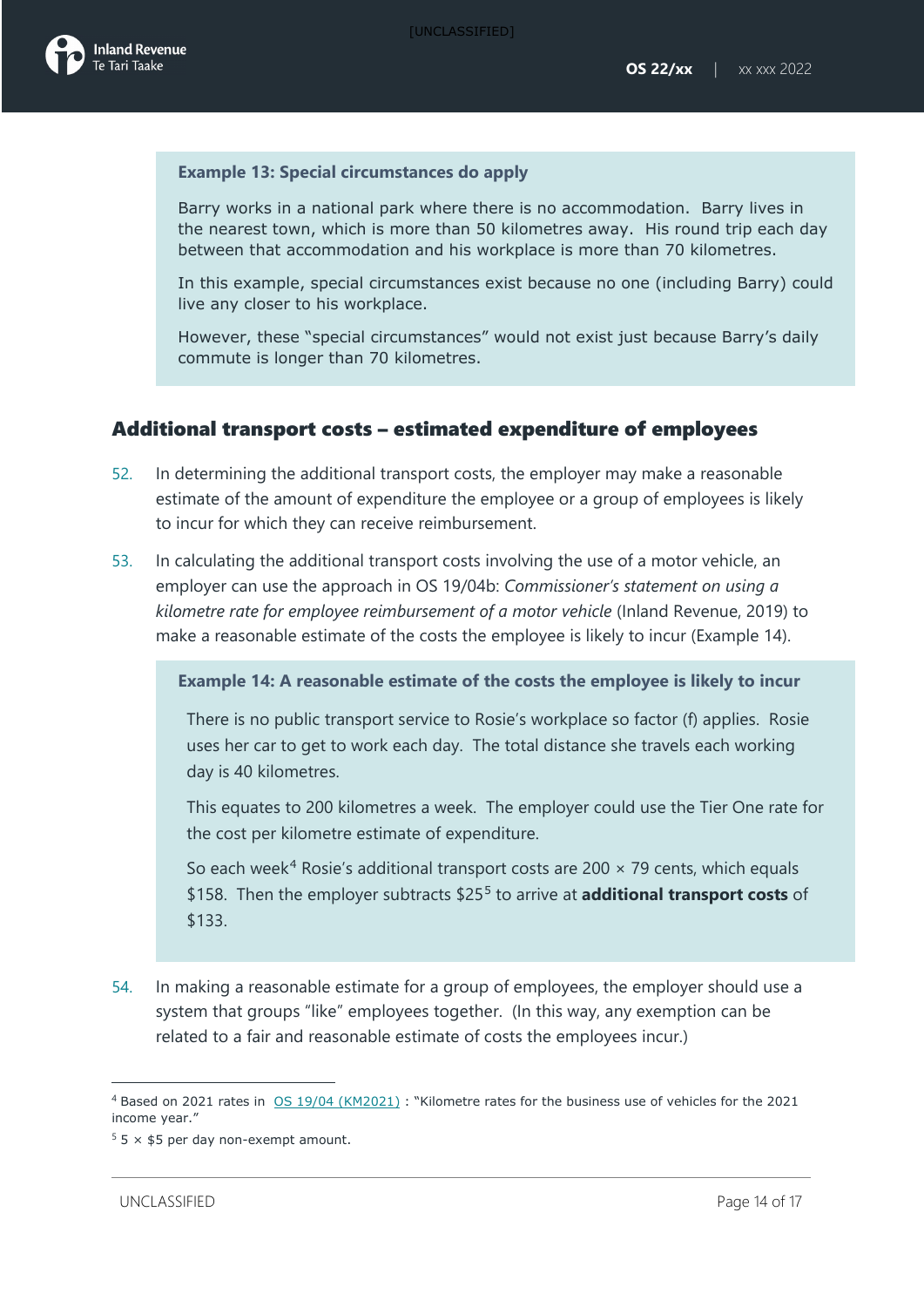**Example 13: Special circumstances do apply**

Barry works in a national park where there is no accommodation. Barry lives in the nearest town, which is more than 50 kilometres away. His round trip each day between that accommodation and his workplace is more than 70 kilometres.

In this example, special circumstances exist because no one (including Barry) could live any closer to his workplace.

However, these "special circumstances" would not exist just because Barry's daily commute is longer than 70 kilometres.

## Additional transport costs – estimated expenditure of employees

52. In determining the additional transport costs, the employer may make a reasonable estimate of the amount of expenditure the employee or a group of employees is likely to incur for which they can receive reimbursement.

53. In calculating the additional transport costs involving the use of a motor vehicle, an employer can use the approach in OS 19/04b: *Commissioner's statement on using a kilometre rate for employee reimbursement of a motor vehicle* (Inland Revenue, 2019) to make a reasonable estimate of the costs the employee is likely to incur (Example 14).

**Example 14: A reasonable estimate of the costs the employee is likely to incur**

There is no public transport service to Rosie's workplace so factor (f) applies. Rosie uses her car to get to work each day. The total distance she travels each working day is 40 kilometres.

This equates to 200 kilometres a week. The employer could use the Tier One rate for the cost per kilometre estimate of expenditure.

So each week[4] Rosie's additional transport costs are 200 × 79 cents, which equals \$158. Then the employer subtracts \$25[5] to arrive at **additional transport costs** of \$133.

54. In making a reasonable estimate for a group of employees, the employer should use a system that groups "like" employees together. (In this way, any exemption can be related to a fair and reasonable estimate of costs the employees incur.)

---

[4] Based on 2021 rates in OS 19/04 (KM2021) : "Kilometre rates for the business use of vehicles for the 2021 income year."

[5] 5 × \$5 per day non-exempt amount.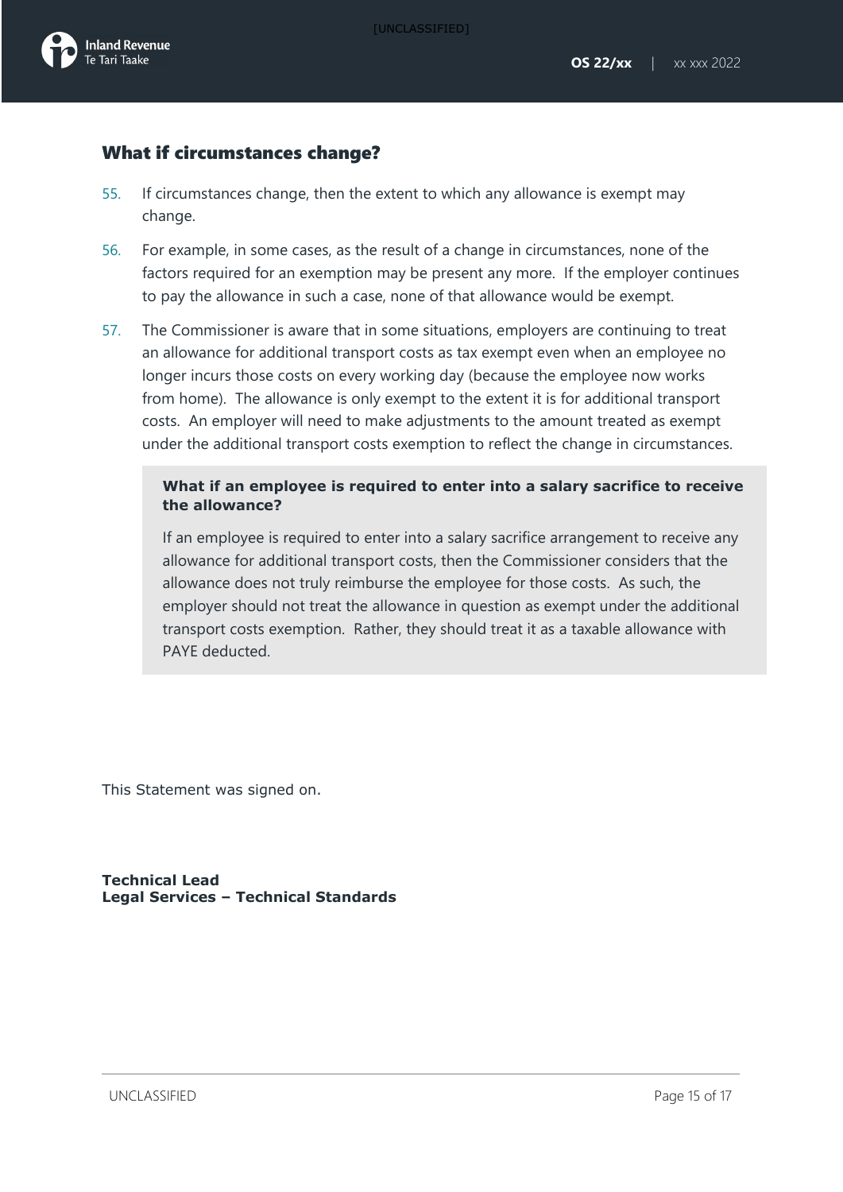## What if circumstances change?

55. If circumstances change, then the extent to which any allowance is exempt may change.

56. For example, in some cases, as the result of a change in circumstances, none of the factors required for an exemption may be present any more. If the employer continues to pay the allowance in such a case, none of that allowance would be exempt.

57. The Commissioner is aware that in some situations, employers are continuing to treat an allowance for additional transport costs as tax exempt even when an employee no longer incurs those costs on every working day (because the employee now works from home). The allowance is only exempt to the extent it is for additional transport costs. An employer will need to make adjustments to the amount treated as exempt under the additional transport costs exemption to reflect the change in circumstances.

> **What if an employee is required to enter into a salary sacrifice to receive the allowance?**
>
> If an employee is required to enter into a salary sacrifice arrangement to receive any allowance for additional transport costs, then the Commissioner considers that the allowance does not truly reimburse the employee for those costs. As such, the employer should not treat the allowance in question as exempt under the additional transport costs exemption. Rather, they should treat it as a taxable allowance with PAYE deducted.

This Statement was signed on.

**Technical Lead**
**Legal Services – Technical Standards**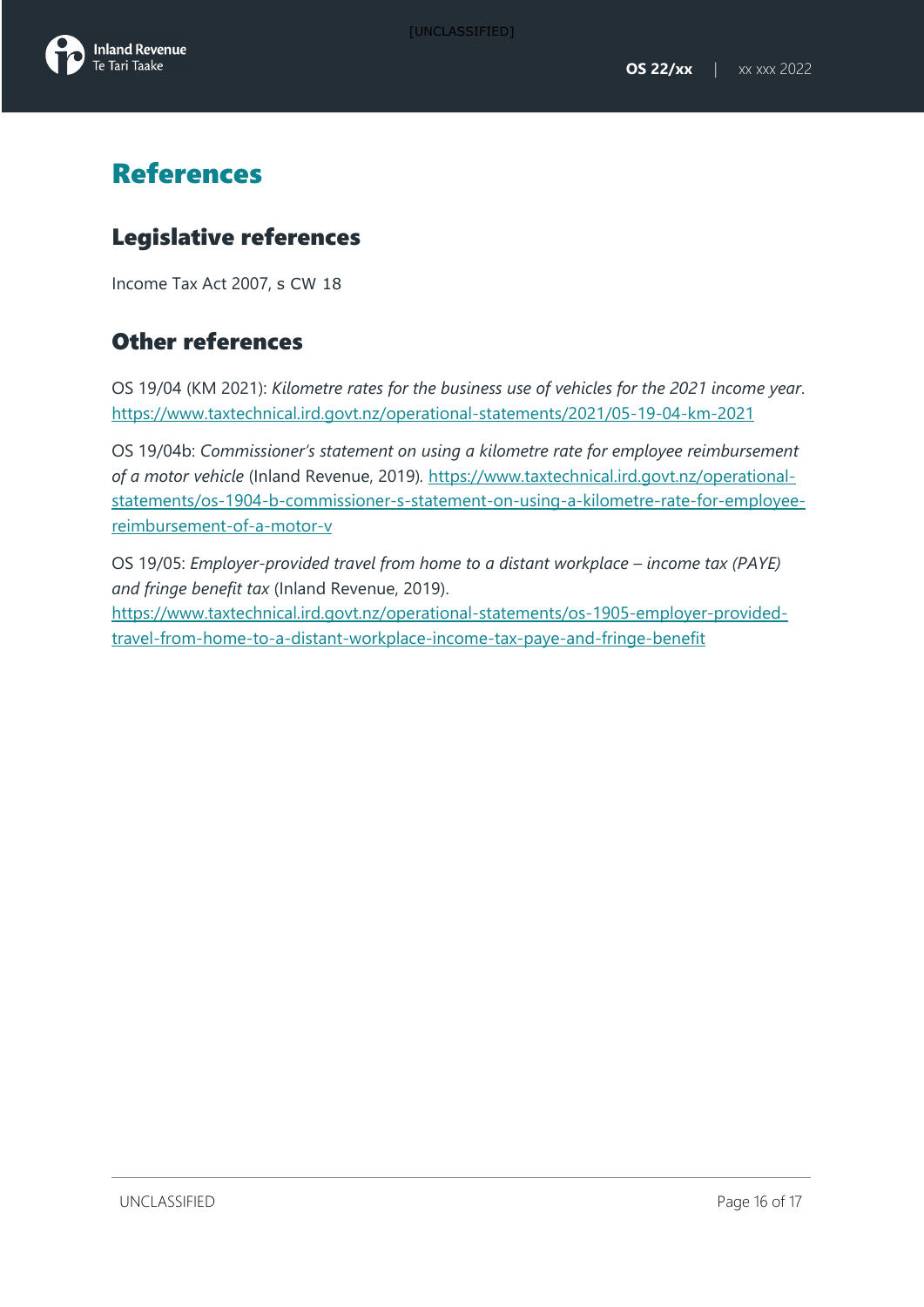# References

## Legislative references

Income Tax Act 2007, s CW 18

## Other references

OS 19/04 (KM 2021): *Kilometre rates for the business use of vehicles for the 2021 income year*. https://www.taxtechnical.ird.govt.nz/operational-statements/2021/05-19-04-km-2021

OS 19/04b: *Commissioner's statement on using a kilometre rate for employee reimbursement of a motor vehicle* (Inland Revenue, 2019). https://www.taxtechnical.ird.govt.nz/operational-statements/os-1904-b-commissioner-s-statement-on-using-a-kilometre-rate-for-employee-reimbursement-of-a-motor-v

OS 19/05: *Employer-provided travel from home to a distant workplace – income tax (PAYE) and fringe benefit tax* (Inland Revenue, 2019). https://www.taxtechnical.ird.govt.nz/operational-statements/os-1905-employer-provided-travel-from-home-to-a-distant-workplace-income-tax-paye-and-fringe-benefit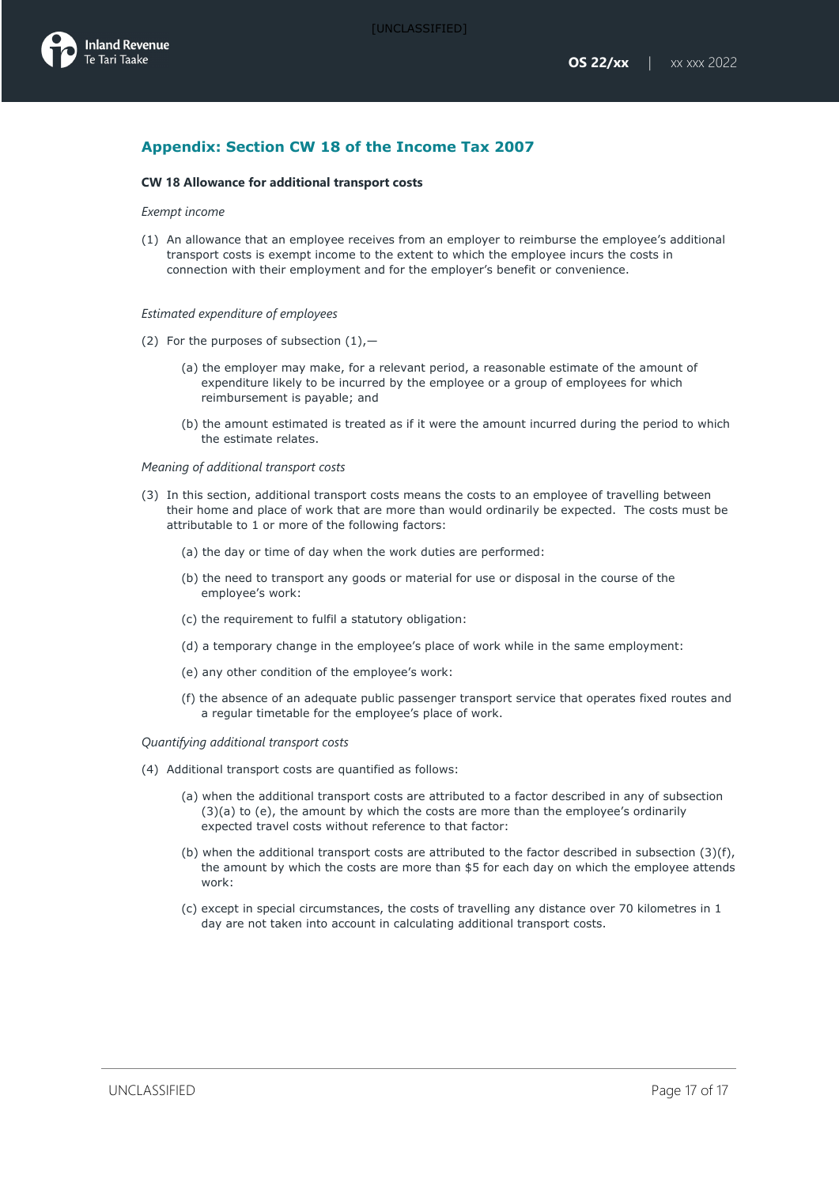## Appendix: Section CW 18 of the Income Tax 2007

**CW 18 Allowance for additional transport costs**

*Exempt income*

(1) An allowance that an employee receives from an employer to reimburse the employee's additional transport costs is exempt income to the extent to which the employee incurs the costs in connection with their employment and for the employer's benefit or convenience.

*Estimated expenditure of employees*

(2) For the purposes of subsection (1),—

- (a) the employer may make, for a relevant period, a reasonable estimate of the amount of expenditure likely to be incurred by the employee or a group of employees for which reimbursement is payable; and
- (b) the amount estimated is treated as if it were the amount incurred during the period to which the estimate relates.

*Meaning of additional transport costs*

(3) In this section, additional transport costs means the costs to an employee of travelling between their home and place of work that are more than would ordinarily be expected. The costs must be attributable to 1 or more of the following factors:

- (a) the day or time of day when the work duties are performed:
- (b) the need to transport any goods or material for use or disposal in the course of the employee's work:
- (c) the requirement to fulfil a statutory obligation:
- (d) a temporary change in the employee's place of work while in the same employment:
- (e) any other condition of the employee's work:
- (f) the absence of an adequate public passenger transport service that operates fixed routes and a regular timetable for the employee's place of work.

*Quantifying additional transport costs*

(4) Additional transport costs are quantified as follows:

- (a) when the additional transport costs are attributed to a factor described in any of subsection (3)(a) to (e), the amount by which the costs are more than the employee's ordinarily expected travel costs without reference to that factor:
- (b) when the additional transport costs are attributed to the factor described in subsection (3)(f), the amount by which the costs are more than $5 for each day on which the employee attends work:
- (c) except in special circumstances, the costs of travelling any distance over 70 kilometres in 1 day are not taken into account in calculating additional transport costs.